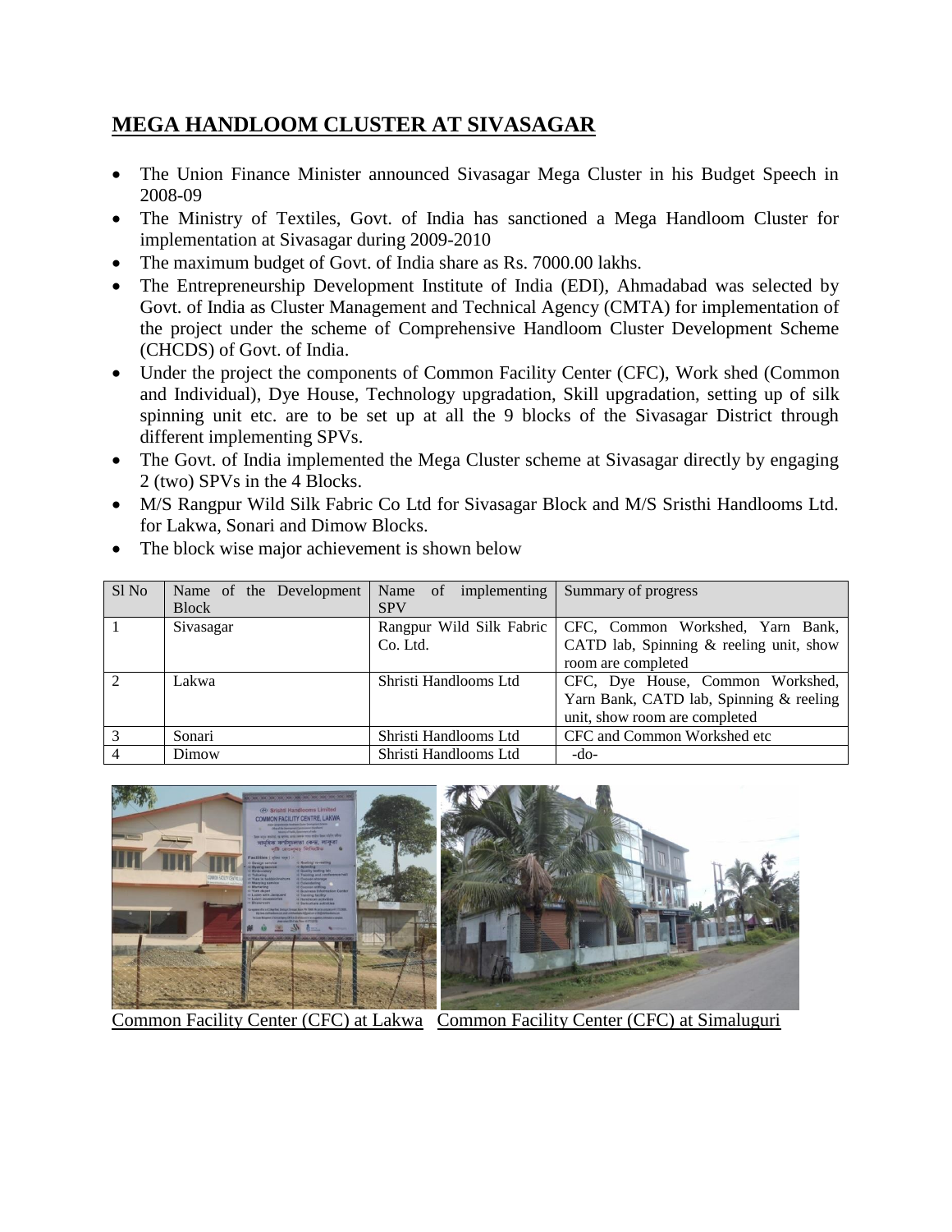## MEGA HANDLOOM CLUSTER AT SIVASAGAR

- The Union Finance Minister announced Sivasagar Mega Cluster in his Budget Speech in 2008-09
- The Ministry of Textiles, Govt. of India has sanctioned a Mega Handloom Cluster for implementation at Sivasagar during 2009-2010
- The maximum budget of Govt. of India share as Rs. 7000.00 lakhs.
- The Entrepreneurship Development Institute of India (EDI), Ahmadabad was selected by Govt. of India as Cluster Management and Technical Agency (CMTA) for implementation of the project under the scheme of Comprehensive Handloom Cluster Development Scheme (CHCDS) of Govt. of India.
- Under the project the components of Common Facility Center (CFC), Work shed (Common and Individual), Dye House, Technology upgradation, Skill upgradation, setting up of silk spinning unit etc. are to be set up at all the 9 blocks of the Sivasagar District through different implementing SPVs.
- The Govt. of India implemented the Mega Cluster scheme at Sivasagar directly by engaging 2 (two) SPVs in the 4 Blocks.
- M/S Rangpur Wild Silk Fabric Co Ltd for Sivasagar Block and M/S Sristhi Handlooms Ltd. for Lakwa, Sonari and Dimow Blocks.
- The block wise major achievement is shown below

| Sl No | Name of the Development Block | Name of implementing SPV | Summary of progress |
|---|---|---|---|
| 1 | Sivasagar | Rangpur Wild Silk Fabric Co. Ltd. | CFC, Common Workshed, Yarn Bank, CATD lab, Spinning & reeling unit, show room are completed |
| 2 | Lakwa | Shristi Handlooms Ltd | CFC, Dye House, Common Workshed, Yarn Bank, CATD lab, Spinning & reeling unit, show room are completed |
| 3 | Sonari | Shristi Handlooms Ltd | CFC and Common Workshed etc |
| 4 | Dimow | Shristi Handlooms Ltd | -do- |

Common Facility Center (CFC) at Lakwa   Common Facility Center (CFC) at Simaluguri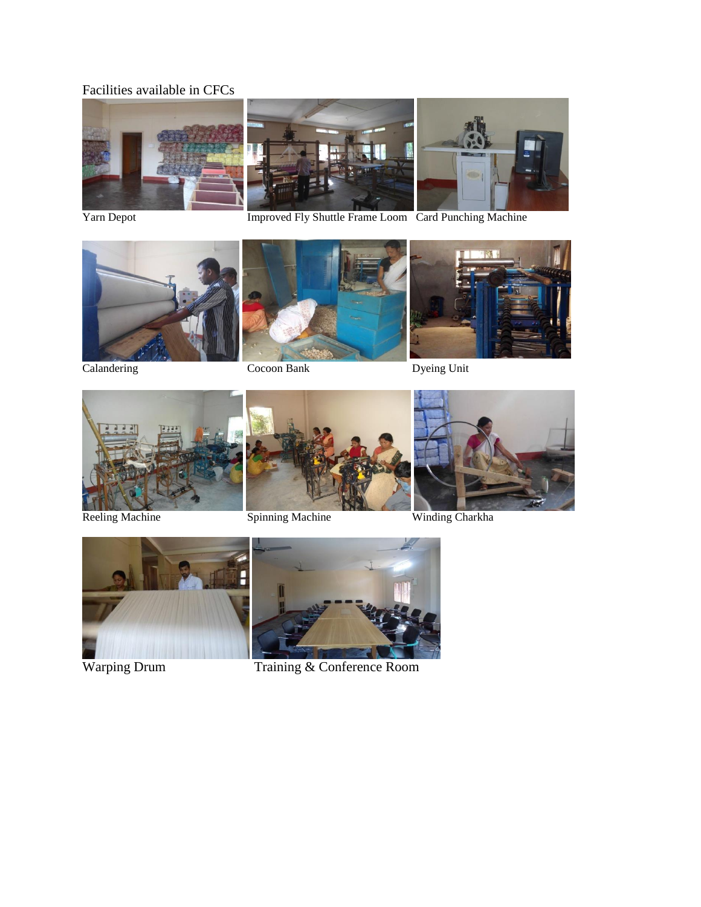Facilities available in CFCs

Yarn Depot

Improved Fly Shuttle Frame Loom

Card Punching Machine

Calandering

Cocoon Bank

Dyeing Unit

Reeling Machine

Spinning Machine

Winding Charkha

Warping Drum

Training & Conference Room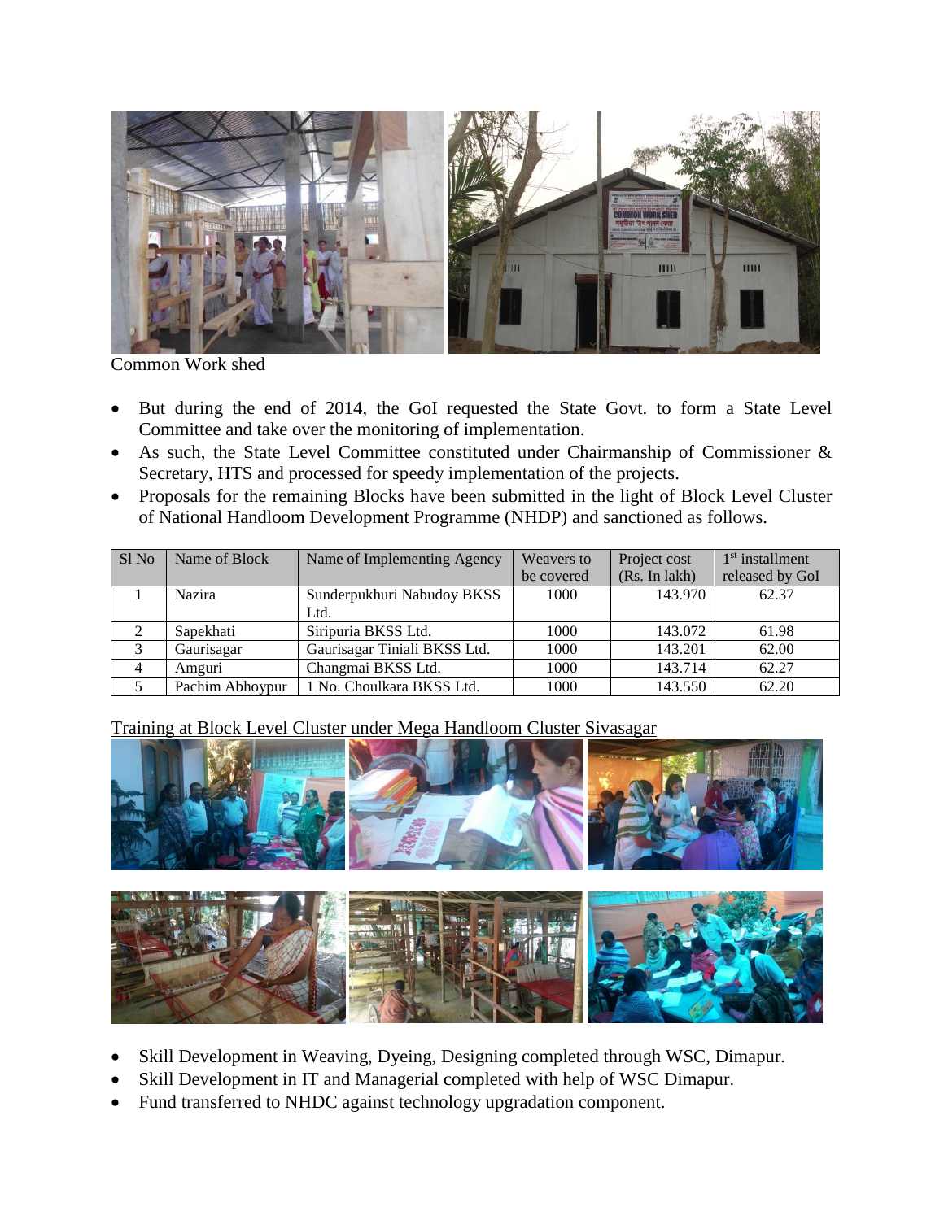Common Work shed

- But during the end of 2014, the GoI requested the State Govt. to form a State Level Committee and take over the monitoring of implementation.
- As such, the State Level Committee constituted under Chairmanship of Commissioner & Secretary, HTS and processed for speedy implementation of the projects.
- Proposals for the remaining Blocks have been submitted in the light of Block Level Cluster of National Handloom Development Programme (NHDP) and sanctioned as follows.

| Sl No | Name of Block | Name of Implementing Agency | Weavers to be covered | Project cost (Rs. In lakh) | 1st installment released by GoI |
|---|---|---|---|---|---|
| 1 | Nazira | Sunderpukhuri Nabudoy BKSS Ltd. | 1000 | 143.970 | 62.37 |
| 2 | Sapekhati | Siripuria BKSS Ltd. | 1000 | 143.072 | 61.98 |
| 3 | Gaurisagar | Gaurisagar Tiniali BKSS Ltd. | 1000 | 143.201 | 62.00 |
| 4 | Amguri | Changmai BKSS Ltd. | 1000 | 143.714 | 62.27 |
| 5 | Pachim Abhoypur | 1 No. Choulkara BKSS Ltd. | 1000 | 143.550 | 62.20 |

<u>Training at Block Level Cluster under Mega Handloom Cluster Sivasagar</u>

- Skill Development in Weaving, Dyeing, Designing completed through WSC, Dimapur.
- Skill Development in IT and Managerial completed with help of WSC Dimapur.
- Fund transferred to NHDC against technology upgradation component.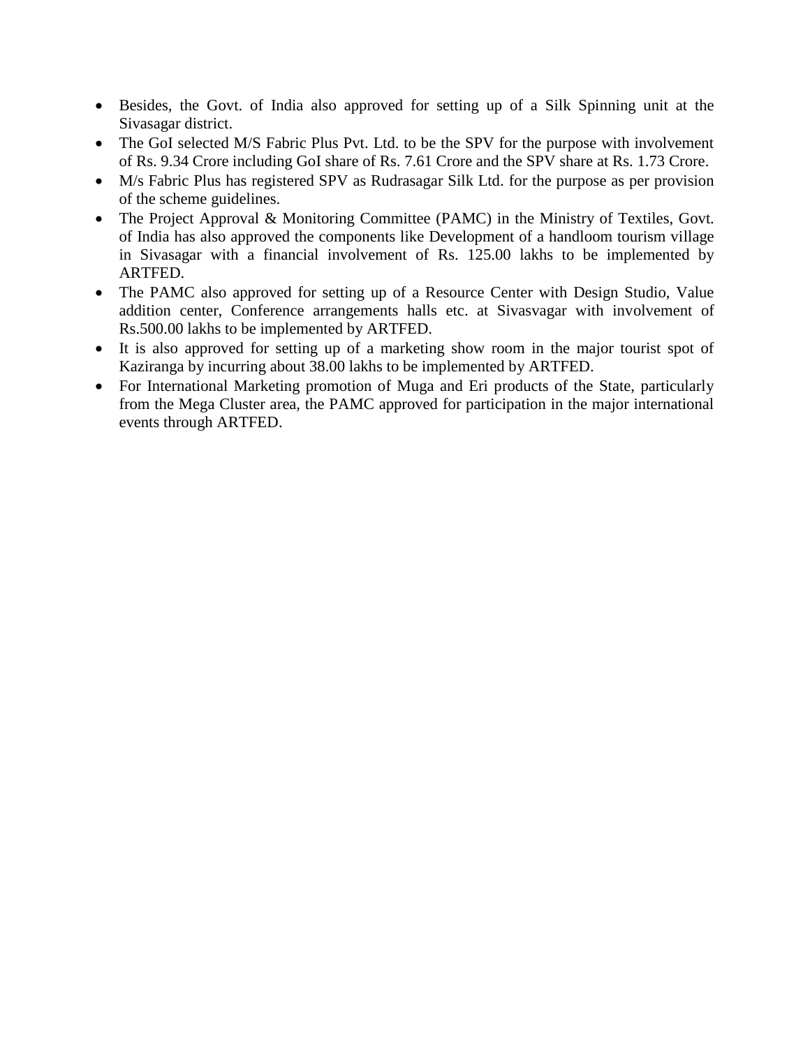- Besides, the Govt. of India also approved for setting up of a Silk Spinning unit at the Sivasagar district.
- The GoI selected M/S Fabric Plus Pvt. Ltd. to be the SPV for the purpose with involvement of Rs. 9.34 Crore including GoI share of Rs. 7.61 Crore and the SPV share at Rs. 1.73 Crore.
- M/s Fabric Plus has registered SPV as Rudrasagar Silk Ltd. for the purpose as per provision of the scheme guidelines.
- The Project Approval & Monitoring Committee (PAMC) in the Ministry of Textiles, Govt. of India has also approved the components like Development of a handloom tourism village in Sivasagar with a financial involvement of Rs. 125.00 lakhs to be implemented by ARTFED.
- The PAMC also approved for setting up of a Resource Center with Design Studio, Value addition center, Conference arrangements halls etc. at Sivasvagar with involvement of Rs.500.00 lakhs to be implemented by ARTFED.
- It is also approved for setting up of a marketing show room in the major tourist spot of Kaziranga by incurring about 38.00 lakhs to be implemented by ARTFED.
- For International Marketing promotion of Muga and Eri products of the State, particularly from the Mega Cluster area, the PAMC approved for participation in the major international events through ARTFED.